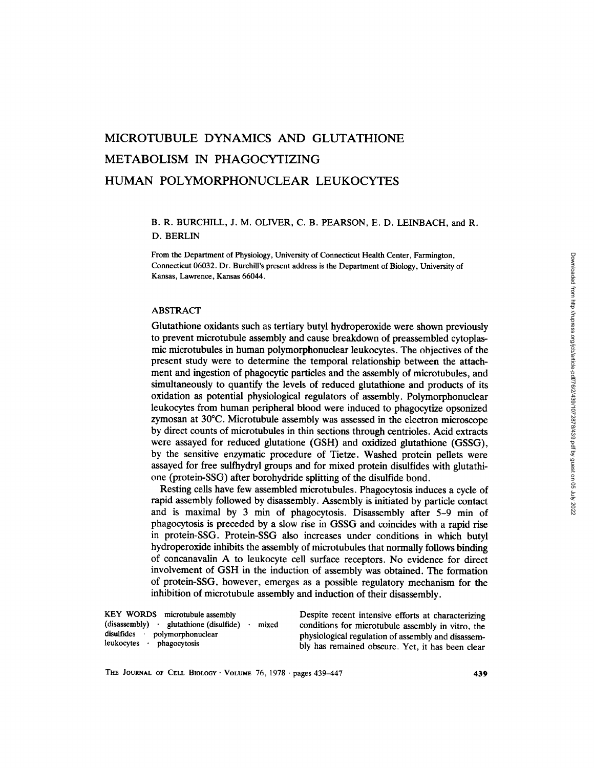# MICROTUBULE DYNAMICS AND GLUTATHIONE METABOLISM IN PHAGOCYTIZING HUMAN POLYMORPHONUCLEAR LEUKOCYTES

B. R. BURCHILL, J. M. OLIVER, C. B. PEARSON, E. D. LEINBACH, and R. D. BERLIN

From the Department of Physiology, University of Connecticut Health Center, Farmington, Connecticut 06032. Dr. Burchill's present address is the Department of Biology, University of Kansas, Lawrence, Kansas 66044.

## ABSTRACT

Glutathione oxidants such as tertiary butyl hydroperoxide were shown previously to prevent microtubule assembly and cause breakdown of preassembled cytoplasmic microtubules in human polymorphonuclear leukocytes. The objectives of the present study were to determine the temporal relationship between the attachment and ingestion of phagocytic particles and the assembly of microtubules, and simultaneously to quantify the levels of reduced glutathione and products of its oxidation as potential physiological regulators of assembly. Polymorphonuclear leukocytes from human peripheral blood were induced to phagocytize opsonized zymosan at 30°C. Microtubule assembly was assessed in the electron microscope by direct counts of microtubules in thin sections through centrioles. Acid extracts were assayed for reduced glutatione (GSH) and oxidized glutathione (GSSG), by the sensitive enzymatic procedure of Tietze. Washed protein pellets were assayed for free sulfhydryl groups and for mixed protein disulfides with glutathione (protein-SSG) after borohydride splitting of the disulfide bond.

Resting cells have few assembled microtubules. Phagocytosis induces a cycle of rapid assembly followed by disassembly. Assembly is initiated by particle contact and is maximal by 3 min of phagocytosis. Disassembly after 5–9 min of phagocytosis is preceded by a slow rise in GSSG and coincides with a rapid rise in protein-SSG. Protein-SSG also increases under conditions in which butyl hydroperoxide inhibits the assembly of microtubules that normally follows binding of concanavalin A to leukocyte cell surface receptors. No evidence for direct involvement of GSH in the induction of assembly was obtained. The formation of protein-SSG, however, emerges as a possible regulatory mechanism for the inhibition of microtubule assembly and induction of their disassembly.

KEY WORDS microtubule assembly (disassembly) · glutathione (disulfide) · mixed disulfides · polymorphonuclear leukocytes · phagocytosis

Despite recent intensive efforts at characterizing conditions for microtubule assembly in vitro, the physiological regulation of assembly and disassembly has remained obscure. Yet, it has been clear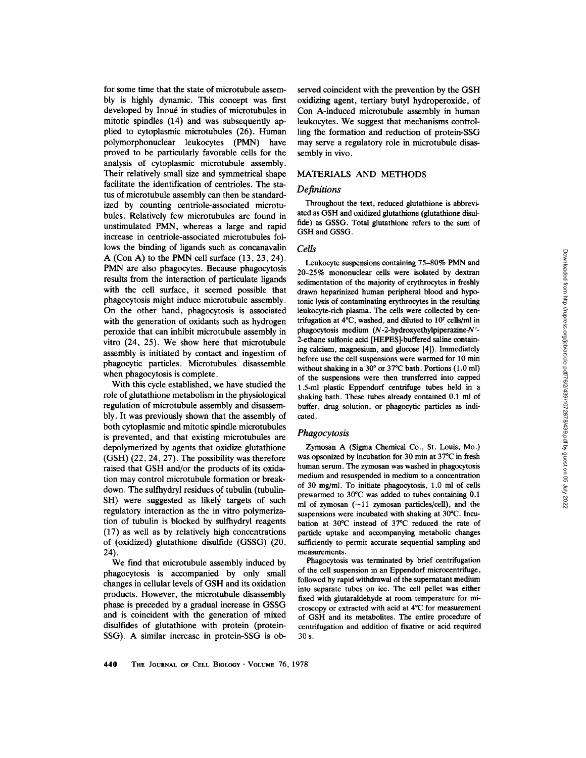for some time that the state of microtubule assembly is highly dynamic. This concept was first developed by Inoué in studies of microtubules in mitotic spindles (14) and was subsequently applied to cytoplasmic microtubules (26). Human polymorphonuclear leukocytes (PMN) have proved to be particularly favorable cells for the analysis of cytoplasmic microtubule assembly. Their relatively small size and symmetrical shape facilitate the identification of centrioles. The status of microtubule assembly can then be standardized by counting centriole-associated microtubules. Relatively few microtubules are found in unstimulated PMN, whereas a large and rapid increase in centriole-associated microtubules follows the binding of ligands such as concanavalin A (Con A) to the PMN cell surface (13, 23, 24). PMN are also phagocytes. Because phagocytosis results from the interaction of particulate ligands with the cell surface, it seemed possible that phagocytosis might induce microtubule assembly. On the other hand, phagocytosis is associated with the generation of oxidants such as hydrogen peroxide that can inhibit microtubule assembly in vitro (24, 25). We show here that microtubule assembly is initiated by contact and ingestion of phagocytic particles. Microtubules disassemble when phagocytosis is complete.

With this cycle established, we have studied the role of glutathione metabolism in the physiological regulation of microtubule assembly and disassembly. It was previously shown that the assembly of both cytoplasmic and mitotic spindle microtubules is prevented, and that existing microtubules are depolymerized by agents that oxidize glutathione (GSH) (22, 24, 27). The possibility was therefore raised that GSH and/or the products of its oxidation may control microtubule formation or breakdown. The sulfhydryl residues of tubulin (tubulin-SH) were suggested as likely targets of such regulatory interaction as the in vitro polymerization of tubulin is blocked by sulfhydryl reagents (17) as well as by relatively high concentrations of (oxidized) glutathione disulfide (GSSG) (20, 24).

We find that microtubule assembly induced by phagocytosis is accompanied by only small changes in cellular levels of GSH and its oxidation products. However, the microtubule disassembly phase is preceded by a gradual increase in GSSG and is coincident with the generation of mixed disulfides of glutathione with protein (protein-SSG). A similar increase in protein-SSG is observed coincident with the prevention by the GSH oxidizing agent, tertiary butyl hydroperoxide, of Con A-induced microtubule assembly in human leukocytes. We suggest that mechanisms controlling the formation and reduction of protein-SSG may serve a regulatory role in microtubule disassembly in vivo.

## MATERIALS AND METHODS

### *Definitions*

Throughout the text, reduced glutathione is abbreviated as GSH and oxidized glutathione (glutathione disulfide) as GSSG. Total glutathione refers to the sum of GSH and GSSG.

### *Cells*

Leukocyte suspensions containing 75–80% PMN and 20–25% mononuclear cells were isolated by dextran sedimentation of the majority of erythrocytes in freshly drawn heparinized human peripheral blood and hypotonic lysis of contaminating erythrocytes in the resulting leukocyte-rich plasma. The cells were collected by centrifugation at 4°C, washed, and diluted to $10^7$ cells/ml in phagocytosis medium (*N*-2-hydroxyethylpiperazine-*N*'-2-ethane sulfonic acid [HEPES]-buffered saline containing calcium, magnesium, and glucose [4]). Immediately before use the cell suspensions were warmed for 10 min without shaking in a 30° or 37°C bath. Portions (1.0 ml) of the suspensions were then transferred into capped 1.5-ml plastic Eppendorf centrifuge tubes held in a shaking bath. These tubes already contained 0.1 ml of buffer, drug solution, or phagocytic particles as indicated.

### *Phagocytosis*

Zymosan A (Sigma Chemical Co., St. Louis, Mo.) was opsonized by incubation for 30 min at 37°C in fresh human serum. The zymosan was washed in phagocytosis medium and resuspended in medium to a concentration of 30 mg/ml. To initiate phagocytosis, 1.0 ml of cells prewarmed to 30°C was added to tubes containing 0.1 ml of zymosan (~11 zymosan particles/cell), and the suspensions were incubated with shaking at 30°C. Incubation at 30°C instead of 37°C reduced the rate of particle uptake and accompanying metabolic changes sufficiently to permit accurate sequential sampling and measurements.

Phagocytosis was terminated by brief centrifugation of the cell suspension in an Eppendorf microcentrifuge, followed by rapid withdrawal of the supernatant medium into separate tubes on ice. The cell pellet was either fixed with glutaraldehyde at room temperature for microscopy or extracted with acid at 4°C for measurement of GSH and its metabolites. The entire procedure of centrifugation and addition of fixative or acid required 30 s.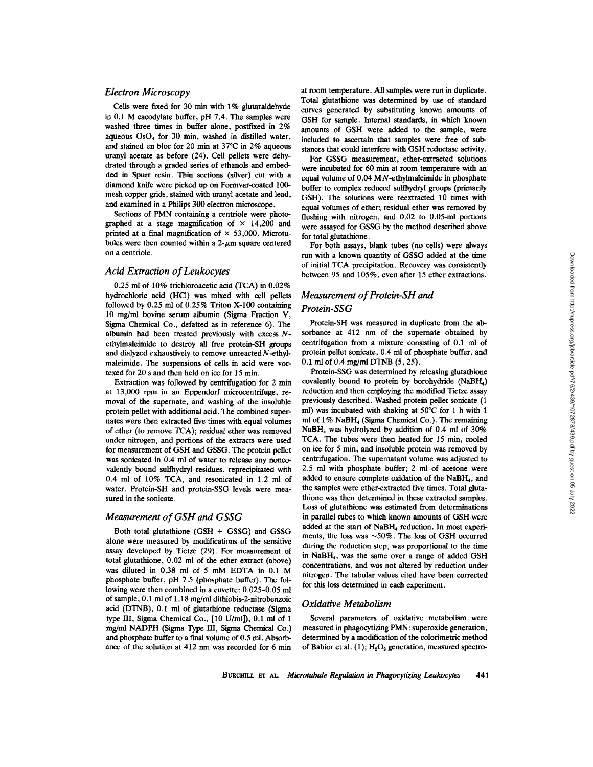## *Electron Microscopy*

Cells were fixed for 30 min with 1% glutaraldehyde in 0.1 M cacodylate buffer, pH 7.4. The samples were washed three times in buffer alone, postfixed in 2% aqueous $OsO_4$ for 30 min, washed in distilled water, and stained en bloc for 20 min at 37°C in 2% aqueous uranyl acetate as before (24). Cell pellets were dehydrated through a graded series of ethanols and embedded in Spurr resin. Thin sections (silver) cut with a diamond knife were picked up on Formvar-coated 100-mesh copper grids, stained with uranyl acetate and lead, and examined in a Philips 300 electron microscope.

Sections of PMN containing a centriole were photographed at a stage magnification of × 14,200 and printed at a final magnification of × 53,000. Microtubules were then counted within a 2-$\mu$m square centered on a centriole.

## *Acid Extraction of Leukocytes*

0.25 ml of 10% trichloroacetic acid (TCA) in 0.02% hydrochloric acid (HCl) was mixed with cell pellets followed by 0.25 ml of 0.25% Triton X-100 containing 10 mg/ml bovine serum albumin (Sigma Fraction V, Sigma Chemical Co., defatted as in reference 6). The albumin had been treated previously with excess *N*-ethylmaleimide to destroy all free protein-SH groups and dialyzed exhaustively to remove unreacted *N*-ethylmaleimide. The suspensions of cells in acid were vortexed for 20 s and then held on ice for 15 min.

Extraction was followed by centrifugation for 2 min at 13,000 rpm in an Eppendorf microcentrifuge, removal of the supernate, and washing of the insoluble protein pellet with additional acid. The combined supernates were then extracted five times with equal volumes of ether (to remove TCA); residual ether was removed under nitrogen, and portions of the extracts were used for measurement of GSH and GSSG. The protein pellet was sonicated in 0.4 ml of water to release any noncovalently bound sulfhydryl residues, reprecipitated with 0.4 ml of 10% TCA, and resonicated in 1.2 ml of water. Protein-SH and protein-SSG levels were measured in the sonicate.

## *Measurement of GSH and GSSG*

Both total glutathione (GSH + GSSG) and GSSG alone were measured by modifications of the sensitive assay developed by Tietze (29). For measurement of total glutathione, 0.02 ml of the ether extract (above) was diluted in 0.38 ml of 5 mM EDTA in 0.1 M phosphate buffer, pH 7.5 (phosphate buffer). The following were then combined in a cuvette: 0.025–0.05 ml of sample, 0.1 ml of 1.18 mg/ml dithiobis-2-nitrobenzoic acid (DTNB), 0.1 ml of glutathione reductase (Sigma type III, Sigma Chemical Co., [10 U/ml]), 0.1 ml of 1 mg/ml NADPH (Sigma Type III, Sigma Chemical Co.) and phosphate buffer to a final volume of 0.5 ml. Absorbance of the solution at 412 nm was recorded for 6 min at room temperature. All samples were run in duplicate. Total glutathione was determined by use of standard curves generated by substituting known amounts of GSH for sample. Internal standards, in which known amounts of GSH were added to the sample, were included to ascertain that samples were free of substances that could interfere with GSH reductase activity.

For GSSG measurement, ether-extracted solutions were incubated for 60 min at room temperature with an equal volume of 0.04 M *N*-ethylmaleimide in phosphate buffer to complex reduced sulfhydryl groups (primarily GSH). The solutions were reextracted 10 times with equal volumes of ether; residual ether was removed by flushing with nitrogen, and 0.02 to 0.05-ml portions were assayed for GSSG by the method described above for total glutathione.

For both assays, blank tubes (no cells) were always run with a known quantity of GSSG added at the time of initial TCA precipitation. Recovery was consistently between 95 and 105%, even after 15 ether extractions.

## *Measurement of Protein-SH and Protein-SSG*

Protein-SH was measured in duplicate from the absorbance at 412 nm of the supernate obtained by centrifugation from a mixture consisting of 0.1 ml of protein pellet sonicate, 0.4 ml of phosphate buffer, and 0.1 ml of 0.4 mg/ml DTNB (5, 25).

Protein-SSG was determined by releasing glutathione covalently bound to protein by borohydride ($NaBH_4$) reduction and then employing the modified Tietze assay previously described. Washed protein pellet sonicate (1 ml) was incubated with shaking at 50°C for 1 h with 1 ml of 1% $NaBH_4$ (Sigma Chemical Co.). The remaining $NaBH_4$ was hydrolyzed by addition of 0.4 ml of 30% TCA. The tubes were then heated for 15 min, cooled on ice for 5 min, and insoluble protein was removed by centrifugation. The supernatant volume was adjusted to 2.5 ml with phosphate buffer; 2 ml of acetone were added to ensure complete oxidation of the $NaBH_4$, and the samples were ether-extracted five times. Total glutathione was then determined in these extracted samples. Loss of glutathione was estimated from determinations in parallel tubes to which known amounts of GSH were added at the start of $NaBH_4$ reduction. In most experiments, the loss was ~50%. The loss of GSH occurred during the reduction step, was proportional to the time in $NaBH_4$, was the same over a range of added GSH concentrations, and was not altered by reduction under nitrogen. The tabular values cited have been corrected for this loss determined in each experiment.

## *Oxidative Metabolism*

Several parameters of oxidative metabolism were measured in phagocytizing PMN: superoxide generation, determined by a modification of the colorimetric method of Babior et al. (1); $H_2O_2$ generation, measured spectro-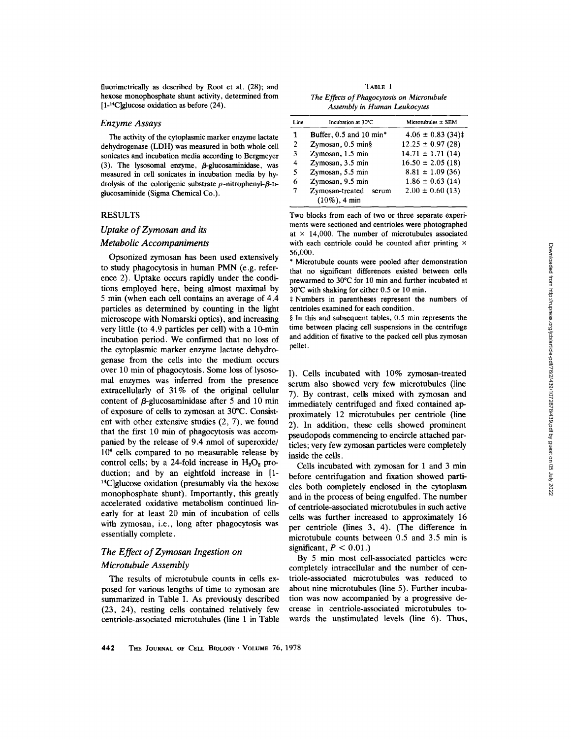fluorimetrically as described by Root et al. (28); and hexose monophosphate shunt activity, determined from [1-$^{14}$C]glucose oxidation as before (24).

### *Enzyme Assays*

The activity of the cytoplasmic marker enzyme lactate dehydrogenase (LDH) was measured in both whole cell sonicates and incubation media according to Bergmeyer (3). The lysosomal enzyme, β-glucosaminidase, was measured in cell sonicates in incubation media by hydrolysis of the colorigenic substrate *p*-nitrophenyl-β-D-glucosaminide (Sigma Chemical Co.).

## RESULTS

### *Uptake of Zymosan and its Metabolic Accompaniments*

Opsonized zymosan has been used extensively to study phagocytosis in human PMN (e.g. reference 2). Uptake occurs rapidly under the conditions employed here, being almost maximal by 5 min (when each cell contains an average of 4.4 particles as determined by counting in the light microscope with Nomarski optics), and increasing very little (to 4.9 particles per cell) with a 10-min incubation period. We confirmed that no loss of the cytoplasmic marker enzyme lactate dehydrogenase from the cells into the medium occurs over 10 min of phagocytosis. Some loss of lysosomal enzymes was inferred from the presence extracellularly of 31% of the original cellular content of β-glucosaminidase after 5 and 10 min of exposure of cells to zymosan at 30°C. Consistent with other extensive studies (2, 7), we found that the first 10 min of phagocytosis was accompanied by the release of 9.4 nmol of superoxide/$10^6$ cells compared to no measurable release by control cells; by a 24-fold increase in $H_2O_2$ production; and by an eightfold increase in [1-$^{14}$C]glucose oxidation (presumably via the hexose monophosphate shunt). Importantly, this greatly accelerated oxidative metabolism continued linearly for at least 20 min of incubation of cells with zymosan, i.e., long after phagocytosis was essentially complete.

### *The Effect of Zymosan Ingestion on Microtubule Assembly*

The results of microtubule counts in cells exposed for various lengths of time to zymosan are summarized in Table I. As previously described (23, 24), resting cells contained relatively few centriole-associated microtubules (line 1 in Table I). Cells incubated with 10% zymosan-treated serum also showed very few microtubules (line 7). By contrast, cells mixed with zymosan and immediately centrifuged and fixed contained approximately 12 microtubules per centriole (line 2). In addition, these cells showed prominent pseudopods commencing to encircle attached particles; very few zymosan particles were completely inside the cells.

Cells incubated with zymosan for 1 and 3 min before centrifugation and fixation showed particles both completely enclosed in the cytoplasm and in the process of being engulfed. The number of centriole-associated microtubules in such active cells was further increased to approximately 16 per centriole (lines 3, 4). (The difference in microtubule counts between 0.5 and 3.5 min is significant, $P < 0.01$.)

By 5 min most cell-associated particles were completely intracellular and the number of centriole-associated microtubules was reduced to about nine microtubules (line 5). Further incubation was now accompanied by a progressive decrease in centriole-associated microtubules towards the unstimulated levels (line 6). Thus,

TABLE I
*The Effects of Phagocytosis on Microtubule Assembly in Human Leukocytes*

| Line | Incubation at 30°C | Microtubules ± SEM |
|---|---|---|
| 1 | Buffer, 0.5 and 10 min* | 4.06 ± 0.83 (34)‡ |
| 2 | Zymosan, 0.5 min§ | 12.25 ± 0.97 (28) |
| 3 | Zymosan, 1.5 min | 14.71 ± 1.71 (14) |
| 4 | Zymosan, 3.5 min | 16.50 ± 2.05 (18) |
| 5 | Zymosan, 5.5 min | 8.81 ± 1.09 (36) |
| 6 | Zymosan, 9.5 min | 1.86 ± 0.63 (14) |
| 7 | Zymosan-treated serum (10%), 4 min | 2.00 ± 0.60 (13) |

Two blocks from each of two or three separate experiments were sectioned and centrioles were photographed at × 14,000. The number of microtubules associated with each centriole could be counted after printing × 56,000.

\* Microtubule counts were pooled after demonstration that no significant differences existed between cells prewarmed to 30°C for 10 min and further incubated at 30°C with shaking for either 0.5 or 10 min.

‡ Numbers in parentheses represent the numbers of centrioles examined for each condition.

§ In this and subsequent tables, 0.5 min represents the time between placing cell suspensions in the centrifuge and addition of fixative to the packed cell plus zymosan pellet.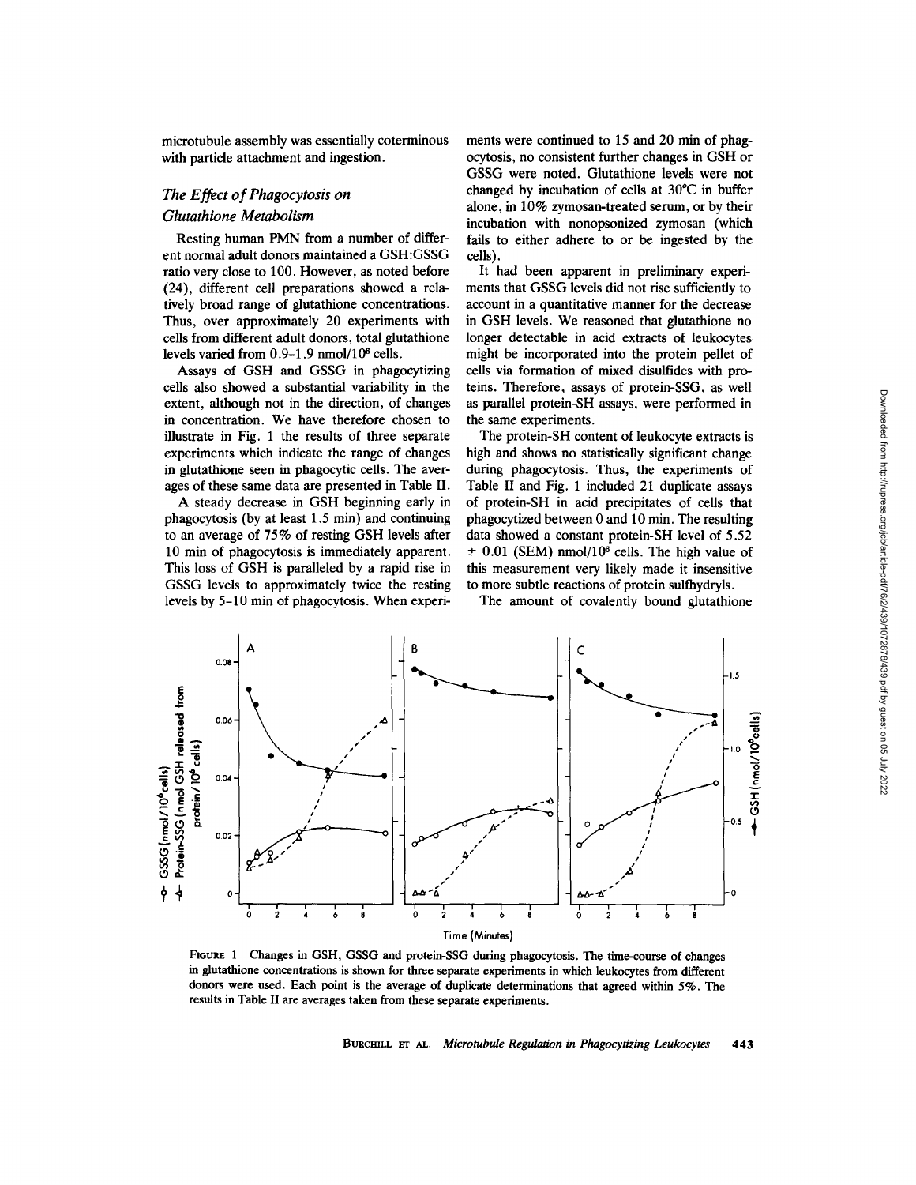microtubule assembly was essentially coterminous with particle attachment and ingestion.

### *The Effect of Phagocytosis on Glutathione Metabolism*

Resting human PMN from a number of different normal adult donors maintained a GSH:GSSG ratio very close to 100. However, as noted before (24), different cell preparations showed a relatively broad range of glutathione concentrations. Thus, over approximately 20 experiments with cells from different adult donors, total glutathione levels varied from 0.9–1.9 nmol/$10^6$ cells.

Assays of GSH and GSSG in phagocytizing cells also showed a substantial variability in the extent, although not in the direction, of changes in concentration. We have therefore chosen to illustrate in Fig. 1 the results of three separate experiments which indicate the range of changes in glutathione seen in phagocytic cells. The averages of these same data are presented in Table II.

A steady decrease in GSH beginning early in phagocytosis (by at least 1.5 min) and continuing to an average of 75% of resting GSH levels after 10 min of phagocytosis is immediately apparent. This loss of GSH is paralleled by a rapid rise in GSSG levels to approximately twice the resting levels by 5–10 min of phagocytosis. When experiments were continued to 15 and 20 min of phagocytosis, no consistent further changes in GSH or GSSG were noted. Glutathione levels were not changed by incubation of cells at 30°C in buffer alone, in 10% zymosan-treated serum, or by their incubation with nonopsonized zymosan (which fails to either adhere to or be ingested by the cells).

It had been apparent in preliminary experiments that GSSG levels did not rise sufficiently to account in a quantitative manner for the decrease in GSH levels. We reasoned that glutathione no longer detectable in acid extracts of leukocytes might be incorporated into the protein pellet of cells via formation of mixed disulfides with proteins. Therefore, assays of protein-SSG, as well as parallel protein-SH assays, were performed in the same experiments.

The protein-SH content of leukocyte extracts is high and shows no statistically significant change during phagocytosis. Thus, the experiments of Table II and Fig. 1 included 21 duplicate assays of protein-SH in acid precipitates of cells that phagocytized between 0 and 10 min. The resulting data showed a constant protein-SH level of 5.52 ± 0.01 (SEM) nmol/$10^6$ cells. The high value of this measurement very likely made it insensitive to more subtle reactions of protein sulfhydryls.

The amount of covalently bound glutathione

FIGURE 1 Changes in GSH, GSSG and protein-SSG during phagocytosis. The time-course of changes in glutathione concentrations is shown for three separate experiments in which leukocytes from different donors were used. Each point is the average of duplicate determinations that agreed within 5%. The results in Table II are averages taken from these separate experiments.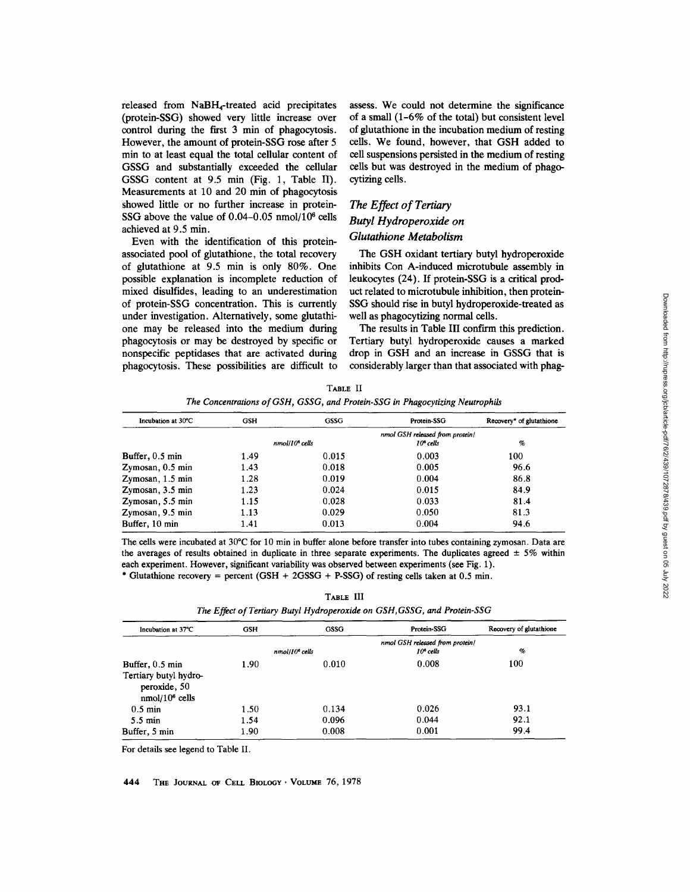released from $NaBH_4$-treated acid precipitates (protein-SSG) showed very little increase over control during the first 3 min of phagocytosis. However, the amount of protein-SSG rose after 5 min to at least equal the total cellular content of GSSG and substantially exceeded the cellular GSSG content at 9.5 min (Fig. 1, Table II). Measurements at 10 and 20 min of phagocytosis showed little or no further increase in protein-SSG above the value of 0.04–0.05 nmol/$10^6$ cells achieved at 9.5 min.

Even with the identification of this protein-associated pool of glutathione, the total recovery of glutathione at 9.5 min is only 80%. One possible explanation is incomplete reduction of mixed disulfides, leading to an underestimation of protein-SSG concentration. This is currently under investigation. Alternatively, some glutathione may be released into the medium during phagocytosis or may be destroyed by specific or nonspecific peptidases that are activated during phagocytosis. These possibilities are difficult to assess. We could not determine the significance of a small (1–6% of the total) but consistent level of glutathione in the incubation medium of resting cells. We found, however, that GSH added to cell suspensions persisted in the medium of resting cells but was destroyed in the medium of phagocytizing cells.

## *The Effect of Tertiary Butyl Hydroperoxide on Glutathione Metabolism*

The GSH oxidant tertiary butyl hydroperoxide inhibits Con A-induced microtubule assembly in leukocytes (24). If protein-SSG is a critical product related to microtubule inhibition, then protein-SSG should rise in butyl hydroperoxide-treated as well as phagocytizing normal cells.

The results in Table III confirm this prediction. Tertiary butyl hydroperoxide causes a marked drop in GSH and an increase in GSSG that is considerably larger than that associated with phag-

TABLE II

*The Concentrations of GSH, GSSG, and Protein-SSG in Phagocytizing Neutrophils*

| Incubation at 30°C | GSH | GSSG | Protein-SSG | Recovery* of glutathione |
|---|---|---|---|---|
| | *nmol/$10^6$ cells* | | *nmol GSH released from protein/ $10^6$ cells* | *%* |
| Buffer, 0.5 min | 1.49 | 0.015 | 0.003 | 100 |
| Zymosan, 0.5 min | 1.43 | 0.018 | 0.005 | 96.6 |
| Zymosan, 1.5 min | 1.28 | 0.019 | 0.004 | 86.8 |
| Zymosan, 3.5 min | 1.23 | 0.024 | 0.015 | 84.9 |
| Zymosan, 5.5 min | 1.15 | 0.028 | 0.033 | 81.4 |
| Zymosan, 9.5 min | 1.13 | 0.029 | 0.050 | 81.3 |
| Buffer, 10 min | 1.41 | 0.013 | 0.004 | 94.6 |

The cells were incubated at 30°C for 10 min in buffer alone before transfer into tubes containing zymosan. Data are the averages of results obtained in duplicate in three separate experiments. The duplicates agreed ± 5% within each experiment. However, significant variability was observed between experiments (see Fig. 1).

\* Glutathione recovery = percent (GSH + 2GSSG + P-SSG) of resting cells taken at 0.5 min.

TABLE III

*The Effect of Tertiary Butyl Hydroperoxide on GSH, GSSG, and Protein-SSG*

| Incubation at 37°C | GSH | GSSG | Protein-SSG | Recovery of glutathione |
|---|---|---|---|---|
| | *nmol/$10^6$ cells* | | *nmol GSH released from protein/ $10^6$ cells* | *%* |
| Buffer, 0.5 min | 1.90 | 0.010 | 0.008 | 100 |
| Tertiary butyl hydroperoxide, 50 nmol/$10^6$ cells | | | | |
| 0.5 min | 1.50 | 0.134 | 0.026 | 93.1 |
| 5.5 min | 1.54 | 0.096 | 0.044 | 92.1 |
| Buffer, 5 min | 1.90 | 0.008 | 0.001 | 99.4 |

For details see legend to Table II.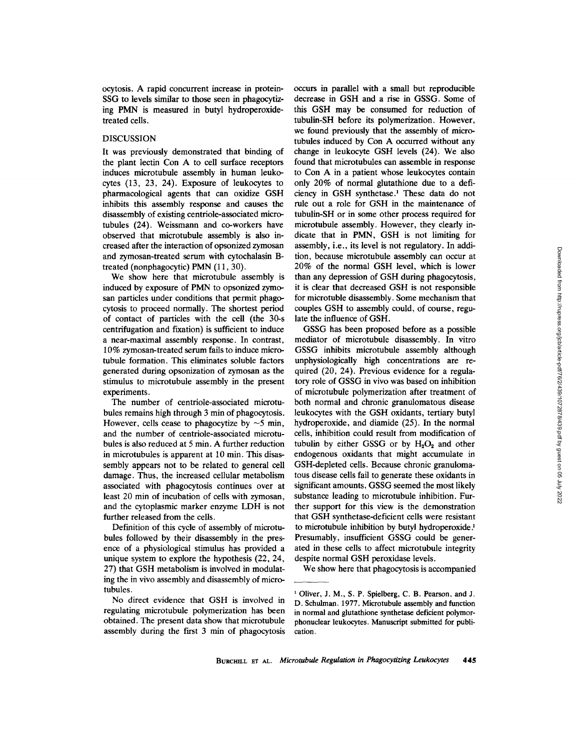ocytosis. A rapid concurrent increase in protein-SSG to levels similar to those seen in phagocytizing PMN is measured in butyl hydroperoxide-treated cells.

## DISCUSSION

It was previously demonstrated that binding of the plant lectin Con A to cell surface receptors induces microtubule assembly in human leukocytes (13, 23, 24). Exposure of leukocytes to pharmacological agents that can oxidize GSH inhibits this assembly response and causes the disassembly of existing centriole-associated microtubules (24). Weissmann and co-workers have observed that microtubule assembly is also increased after the interaction of opsonized zymosan and zymosan-treated serum with cytochalasin B-treated (nonphagocytic) PMN (11, 30).

We show here that microtubule assembly is induced by exposure of PMN to opsonized zymosan particles under conditions that permit phagocytosis to proceed normally. The shortest period of contact of particles with the cell (the 30-s centrifugation and fixation) is sufficient to induce a near-maximal assembly response. In contrast, 10% zymosan-treated serum fails to induce microtubule formation. This eliminates soluble factors generated during opsonization of zymosan as the stimulus to microtubule assembly in the present experiments.

The number of centriole-associated microtubules remains high through 3 min of phagocytosis. However, cells cease to phagocytize by ~5 min, and the number of centriole-associated microtubules is also reduced at 5 min. A further reduction in microtubules is apparent at 10 min. This disassembly appears not to be related to general cell damage. Thus, the increased cellular metabolism associated with phagocytosis continues over at least 20 min of incubation of cells with zymosan, and the cytoplasmic marker enzyme LDH is not further released from the cells.

Definition of this cycle of assembly of microtubules followed by their disassembly in the presence of a physiological stimulus has provided a unique system to explore the hypothesis (22, 24, 27) that GSH metabolism is involved in modulating the in vivo assembly and disassembly of microtubules.

No direct evidence that GSH is involved in regulating microtubule polymerization has been obtained. The present data show that microtubule assembly during the first 3 min of phagocytosis occurs in parallel with a small but reproducible decrease in GSH and a rise in GSSG. Some of this GSH may be consumed for reduction of tubulin-SH before its polymerization. However, we found previously that the assembly of microtubules induced by Con A occurred without any change in leukocyte GSH levels (24). We also found that microtubules can assemble in response to Con A in a patient whose leukocytes contain only 20% of normal glutathione due to a deficiency in GSH synthetase.[1] These data do not rule out a role for GSH in the maintenance of tubulin-SH or in some other process required for microtubule assembly. However, they clearly indicate that in PMN, GSH is not limiting for assembly, i.e., its level is not regulatory. In addition, because microtubule assembly can occur at 20% of the normal GSH level, which is lower than any depression of GSH during phagocytosis, it is clear that decreased GSH is not responsible for microtubule disassembly. Some mechanism that couples GSH to assembly could, of course, regulate the influence of GSH.

GSSG has been proposed before as a possible mediator of microtubule disassembly. In vitro GSSG inhibits microtubule assembly although unphysiologically high concentrations are required (20, 24). Previous evidence for a regulatory role of GSSG in vivo was based on inhibition of microtubule polymerization after treatment of both normal and chronic granulomatous disease leukocytes with the GSH oxidants, tertiary butyl hydroperoxide, and diamide (25). In the normal cells, inhibition could result from modification of tubulin by either GSSG or by $H_2O_2$ and other endogenous oxidants that might accumulate in GSH-depleted cells. Because chronic granulomatous disease cells fail to generate these oxidants in significant amounts, GSSG seemed the most likely substance leading to microtubule inhibition. Further support for this view is the demonstration that GSH synthetase-deficient cells were resistant to microtubule inhibition by butyl hydroperoxide.[1] Presumably, insufficient GSSG could be generated in these cells to affect microtubule integrity despite normal GSH peroxidase levels.

We show here that phagocytosis is accompanied

---

[1] Oliver, J. M., S. P. Spielberg, C. B. Pearson, and J. D. Schulman. 1977. Microtubule assembly and function in normal and glutathione synthetase deficient polymorphonuclear leukocytes. Manuscript submitted for publication.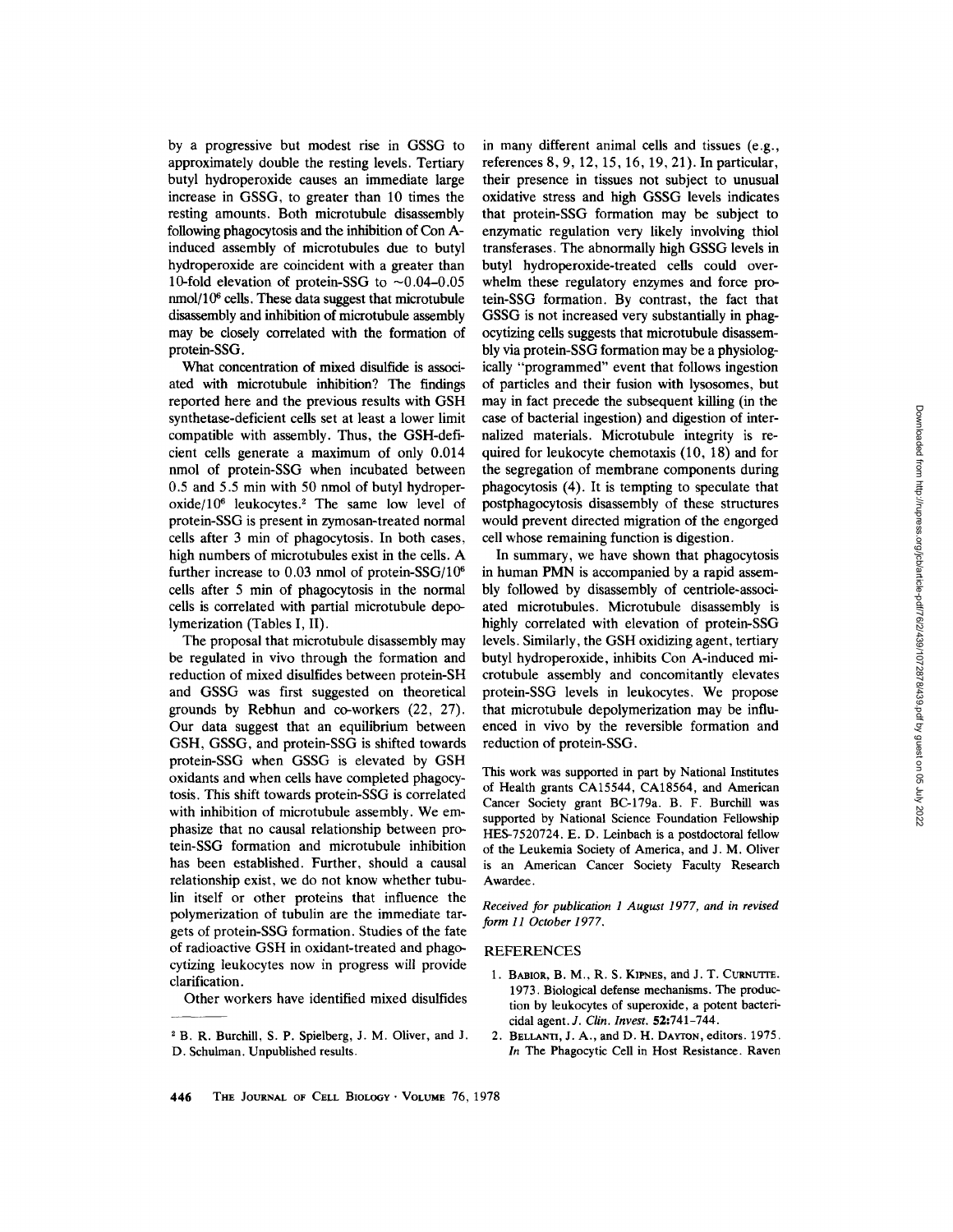by a progressive but modest rise in GSSG to approximately double the resting levels. Tertiary butyl hydroperoxide causes an immediate large increase in GSSG, to greater than 10 times the resting amounts. Both microtubule disassembly following phagocytosis and the inhibition of Con A-induced assembly of microtubules due to butyl hydroperoxide are coincident with a greater than 10-fold elevation of protein-SSG to ~0.04–0.05 nmol/$10^6$ cells. These data suggest that microtubule disassembly and inhibition of microtubule assembly may be closely correlated with the formation of protein-SSG.

What concentration of mixed disulfide is associated with microtubule inhibition? The findings reported here and the previous results with GSH synthetase-deficient cells set at least a lower limit compatible with assembly. Thus, the GSH-deficient cells generate a maximum of only 0.014 nmol of protein-SSG when incubated between 0.5 and 5.5 min with 50 nmol of butyl hydroperoxide/$10^6$ leukocytes.[2] The same low level of protein-SSG is present in zymosan-treated normal cells after 3 min of phagocytosis. In both cases, high numbers of microtubules exist in the cells. A further increase to 0.03 nmol of protein-SSG/$10^6$ cells after 5 min of phagocytosis in the normal cells is correlated with partial microtubule depolymerization (Tables I, II).

The proposal that microtubule disassembly may be regulated in vivo through the formation and reduction of mixed disulfides between protein-SH and GSSG was first suggested on theoretical grounds by Rebhun and co-workers (22, 27). Our data suggest that an equilibrium between GSH, GSSG, and protein-SSG is shifted towards protein-SSG when GSSG is elevated by GSH oxidants and when cells have completed phagocytosis. This shift towards protein-SSG is correlated with inhibition of microtubule assembly. We emphasize that no causal relationship between protein-SSG formation and microtubule inhibition has been established. Further, should a causal relationship exist, we do not know whether tubulin itself or other proteins that influence the polymerization of tubulin are the immediate targets of protein-SSG formation. Studies of the fate of radioactive GSH in oxidant-treated and phagocytizing leukocytes now in progress will provide clarification.

Other workers have identified mixed disulfides in many different animal cells and tissues (e.g., references 8, 9, 12, 15, 16, 19, 21). In particular, their presence in tissues not subject to unusual oxidative stress and high GSSG levels indicates that protein-SSG formation may be subject to enzymatic regulation very likely involving thiol transferases. The abnormally high GSSG levels in butyl hydroperoxide-treated cells could overwhelm these regulatory enzymes and force protein-SSG formation. By contrast, the fact that GSSG is not increased very substantially in phagocytizing cells suggests that microtubule disassembly via protein-SSG formation may be a physiologically "programmed" event that follows ingestion of particles and their fusion with lysosomes, but may in fact precede the subsequent killing (in the case of bacterial ingestion) and digestion of internalized materials. Microtubule integrity is required for leukocyte chemotaxis (10, 18) and for the segregation of membrane components during phagocytosis (4). It is tempting to speculate that postphagocytosis disassembly of these structures would prevent directed migration of the engorged cell whose remaining function is digestion.

In summary, we have shown that phagocytosis in human PMN is accompanied by a rapid assembly followed by disassembly of centriole-associated microtubules. Microtubule disassembly is highly correlated with elevation of protein-SSG levels. Similarly, the GSH oxidizing agent, tertiary butyl hydroperoxide, inhibits Con A-induced microtubule assembly and concomitantly elevates protein-SSG levels in leukocytes. We propose that microtubule depolymerization may be influenced in vivo by the reversible formation and reduction of protein-SSG.

This work was supported in part by National Institutes of Health grants CA15544, CA18564, and American Cancer Society grant BC-179a. B. F. Burchill was supported by National Science Foundation Fellowship HES-7520724. E. D. Leinbach is a postdoctoral fellow of the Leukemia Society of America, and J. M. Oliver is an American Cancer Society Faculty Research Awardee.

*Received for publication 1 August 1977, and in revised form 11 October 1977.*

[2] B. R. Burchill, S. P. Spielberg, J. M. Oliver, and J. D. Schulman. Unpublished results.

## REFERENCES

1. Babior, B. M., R. S. Kipnes, and J. T. Curnutte. 1973. Biological defense mechanisms. The production by leukocytes of superoxide, a potent bactericidal agent. *J. Clin. Invest.* **52:**741–744.
2. Bellanti, J. A., and D. H. Dayton, editors. 1975. *In* The Phagocytic Cell in Host Resistance. Raven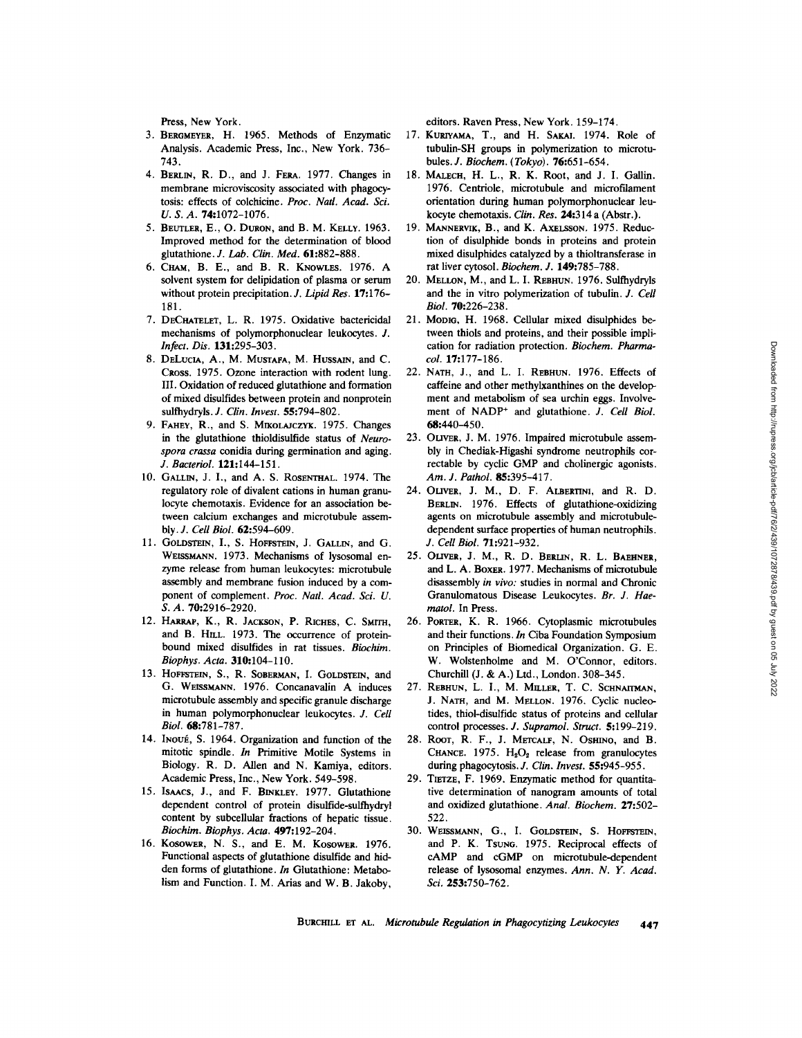Press, New York.

3. BERGMEYER, H. 1965. Methods of Enzymatic Analysis. Academic Press, Inc., New York. 736–743.
4. BERLIN, R. D., and J. FERA. 1977. Changes in membrane microviscosity associated with phagocytosis: effects of colchicine. *Proc. Natl. Acad. Sci. U. S. A.* **74:**1072–1076.
5. BEUTLER, E., O. DURON, and B. M. KELLY. 1963. Improved method for the determination of blood glutathione. *J. Lab. Clin. Med.* **61:**882–888.
6. CHAM, B. E., and B. R. KNOWLES. 1976. A solvent system for delipidation of plasma or serum without protein precipitation. *J. Lipid Res.* **17:**176–181.
7. DECHATELET, L. R. 1975. Oxidative bactericidal mechanisms of polymorphonuclear leukocytes. *J. Infect. Dis.* **131:**295–303.
8. DELUCIA, A., M. MUSTAFA, M. HUSSAIN, and C. CROSS. 1975. Ozone interaction with rodent lung. III. Oxidation of reduced glutathione and formation of mixed disulfides between protein and nonprotein sulfhydryls. *J. Clin. Invest.* **55:**794–802.
9. FAHEY, R., and S. MIKOLAJCZYK. 1975. Changes in the glutathione thioldisulfide status of *Neurospora crassa* conidia during germination and aging. *J. Bacteriol.* **121:**144–151.
10. GALLIN, J. I., and A. S. ROSENTHAL. 1974. The regulatory role of divalent cations in human granulocyte chemotaxis. Evidence for an association between calcium exchanges and microtubule assembly. *J. Cell Biol.* **62:**594–609.
11. GOLDSTEIN, I., S. HOFFSTEIN, J. GALLIN, and G. WEISSMANN. 1973. Mechanisms of lysosomal enzyme release from human leukocytes: microtubule assembly and membrane fusion induced by a component of complement. *Proc. Natl. Acad. Sci. U. S. A.* **70:**2916–2920.
12. HARRAP, K., R. JACKSON, P. RICHES, C. SMITH, and B. HILL. 1973. The occurrence of protein-bound mixed disulfides in rat tissues. *Biochim. Biophys. Acta.* **310:**104–110.
13. HOFFSTEIN, S., R. SOBERMAN, I. GOLDSTEIN, and G. WEISSMANN. 1976. Concanavalin A induces microtubule assembly and specific granule discharge in human polymorphonuclear leukocytes. *J. Cell Biol.* **68:**781–787.
14. INOUÉ, S. 1964. Organization and function of the mitotic spindle. *In* Primitive Motile Systems in Biology. R. D. Allen and N. Kamiya, editors. Academic Press, Inc., New York. 549–598.
15. ISAACS, J., and F. BINKLEY. 1977. Glutathione dependent control of protein disulfide-sulfhydryl content by subcellular fractions of hepatic tissue. *Biochim. Biophys. Acta.* **497:**192–204.
16. KOSOWER, N. S., and E. M. KOSOWER. 1976. Functional aspects of glutathione disulfide and hidden forms of glutathione. *In* Glutathione: Metabolism and Function. I. M. Arias and W. B. Jakoby, editors. Raven Press, New York. 159–174.
17. KURIYAMA, T., and H. SAKAI. 1974. Role of tubulin-SH groups in polymerization to microtubules. *J. Biochem. (Tokyo).* **76:**651–654.
18. MALECH, H. L., R. K. ROOT, and J. I. GALLIN. 1976. Centriole, microtubule and microfilament orientation during human polymorphonuclear leukocyte chemotaxis. *Clin. Res.* **24:**314 a (Abstr.).
19. MANNERVIK, B., and K. AXELSSON. 1975. Reduction of disulphide bonds in proteins and protein mixed disulphides catalyzed by a thioltransferase in rat liver cytosol. *Biochem. J.* **149:**785–788.
20. MELLON, M., and L. I. REBHUN. 1976. Sulfhydryls and the in vitro polymerization of tubulin. *J. Cell Biol.* **70:**226–238.
21. MODIG, H. 1968. Cellular mixed disulphides between thiols and proteins, and their possible implication for radiation protection. *Biochem. Pharmacol.* **17:**177–186.
22. NATH, J., and L. I. REBHUN. 1976. Effects of caffeine and other methylxanthines on the development and metabolism of sea urchin eggs. Involvement of $NADP^+$ and glutathione. *J. Cell Biol.* **68:**440–450.
23. OLIVER, J. M. 1976. Impaired microtubule assembly in Chediak-Higashi syndrome neutrophils correctable by cyclic GMP and cholinergic agonists. *Am. J. Pathol.* **85:**395–417.
24. OLIVER, J. M., D. F. ALBERTINI, and R. D. BERLIN. 1976. Effects of glutathione-oxidizing agents on microtubule assembly and microtubule-dependent surface properties of human neutrophils. *J. Cell Biol.* **71:**921–932.
25. OLIVER, J. M., R. D. BERLIN, R. L. BAEHNER, and L. A. BOXER. 1977. Mechanisms of microtubule disassembly *in vivo:* studies in normal and Chronic Granulomatous Disease Leukocytes. *Br. J. Haematol.* In Press.
26. PORTER, K. R. 1966. Cytoplasmic microtubules and their functions. *In* Ciba Foundation Symposium on Principles of Biomedical Organization. G. E. W. Wolstenholme and M. O'Connor, editors. Churchill (J. & A.) Ltd., London. 308–345.
27. REBHUN, L. I., M. MILLER, T. C. SCHNAITMAN, J. NATH, and M. MELLON. 1976. Cyclic nucleotides, thiol-disulfide status of proteins and cellular control processes. *J. Supramol. Struct.* **5:**199–219.
28. ROOT, R. F., J. METCALF, N. OSHINO, and B. CHANCE. 1975. $H_2O_2$ release from granulocytes during phagocytosis. *J. Clin. Invest.* **55:**945–955.
29. TIETZE, F. 1969. Enzymatic method for quantitative determination of nanogram amounts of total and oxidized glutathione. *Anal. Biochem.* **27:**502–522.
30. WEISSMANN, G., I. GOLDSTEIN, S. HOFFSTEIN, and P. K. TSUNG. 1975. Reciprocal effects of cAMP and cGMP on microtubule-dependent release of lysosomal enzymes. *Ann. N. Y. Acad. Sci.* **253:**750–762.